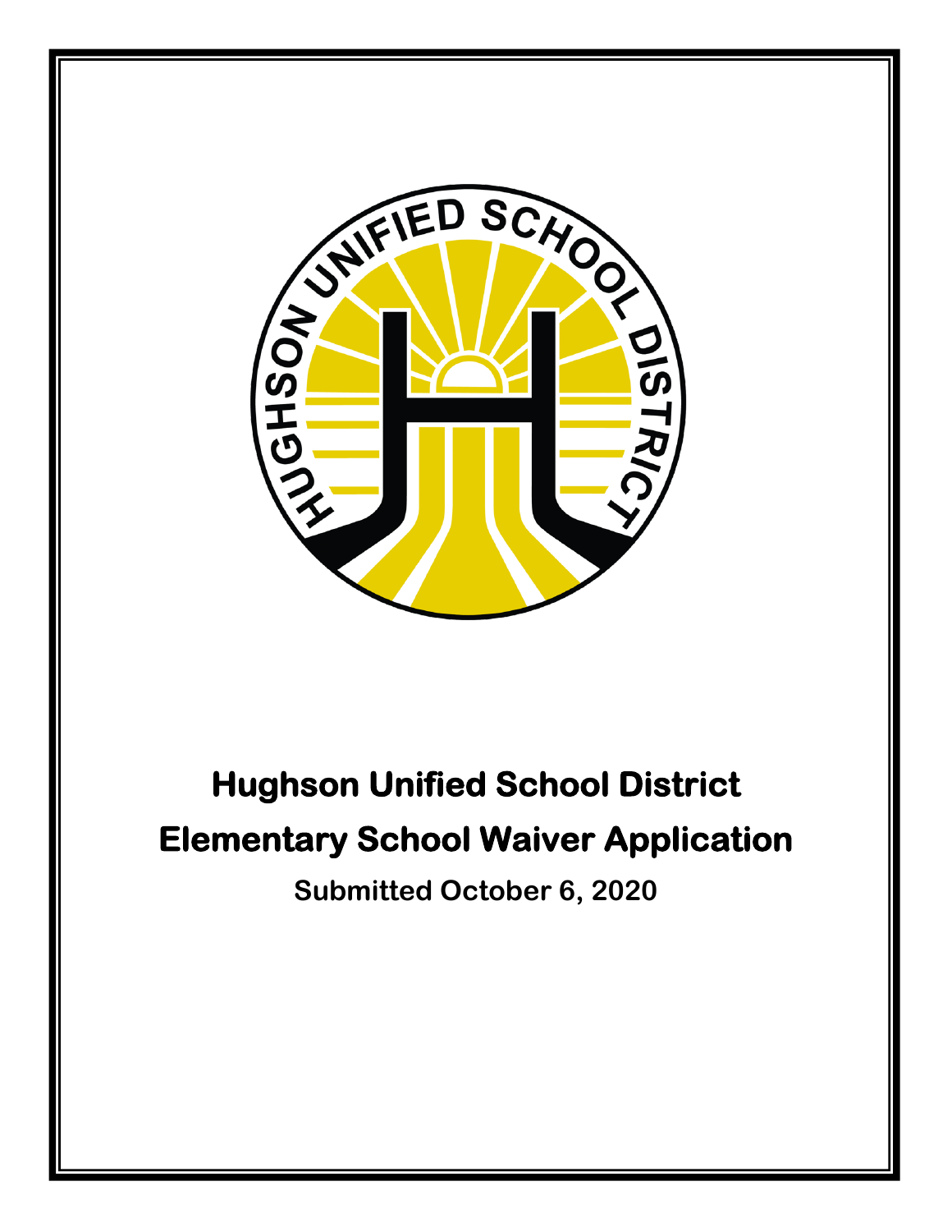# Hughson Unified School District

## Elementary School Waiver Application

**Submitted October 6, 2020**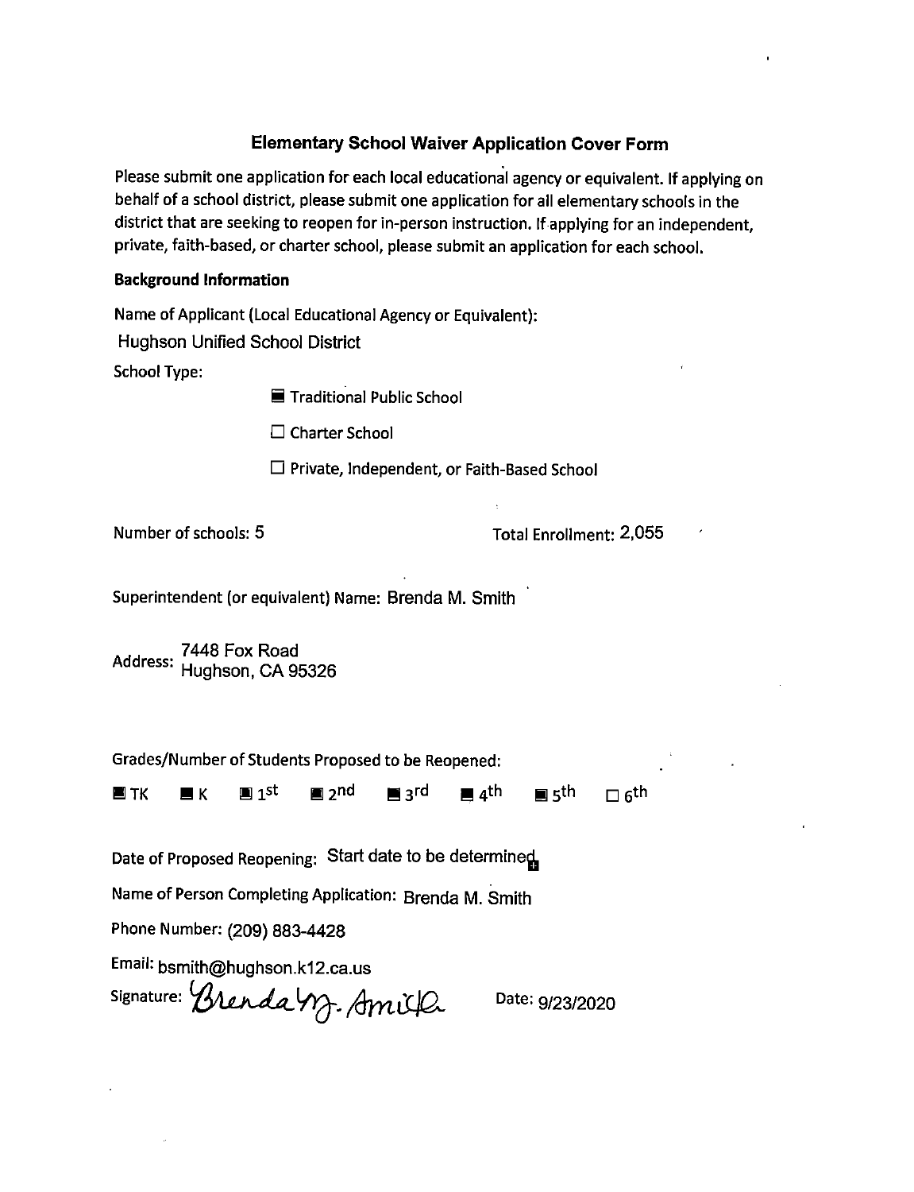## Elementary School Waiver Application Cover Form

Please submit one application for each local educational agency or equivalent. If applying on behalf of a school district, please submit one application for all elementary schools in the district that are seeking to reopen for in-person instruction. If applying for an independent, private, faith-based, or charter school, please submit an application for each school.

### Background Information

Name of Applicant (Local Educational Agency or Equivalent):

Hughson Unified School District

School Type:

- ■ Traditional Public School
- ☐ Charter School
- ☐ Private, Independent, or Faith-Based School

Number of schools: 5 Total Enrollment: 2,055

Superintendent (or equivalent) Name: Brenda M. Smith

Address: 7448 Fox Road
Hughson, CA 95326

Grades/Number of Students Proposed to be Reopened:

■ TK ■ K ■ 1st ■ 2nd ■ 3rd ■ 4th ■ 5th ☐ 6th

Date of Proposed Reopening: Start date to be determined

Name of Person Completing Application: Brenda M. Smith

Phone Number: (209) 883-4428

Email: bsmith@hughson.k12.ca.us

Signature: Brenda M. Smith Date: 9/23/2020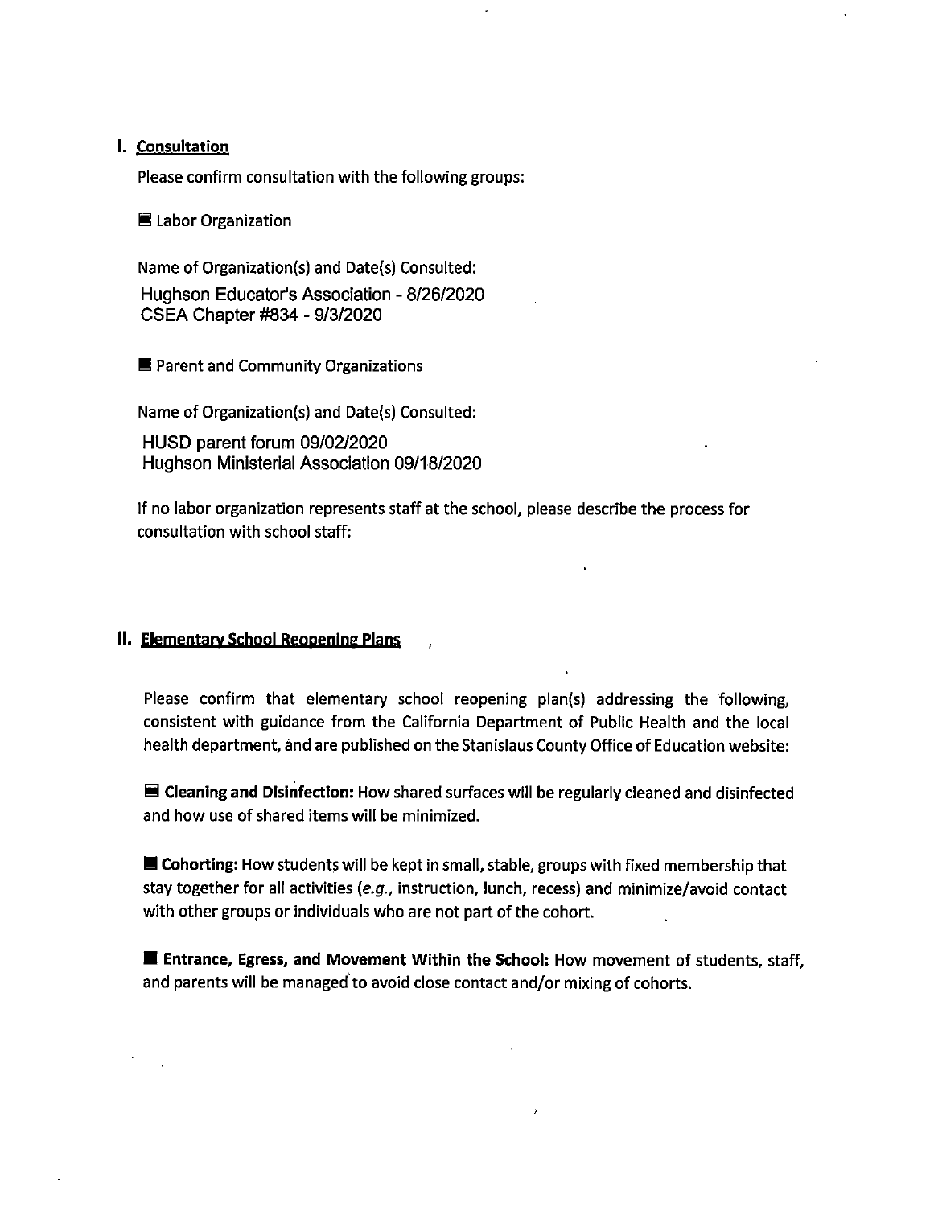## I. Consultation

Please confirm consultation with the following groups:

■ Labor Organization

Name of Organization(s) and Date(s) Consulted:

Hughson Educator's Association - 8/26/2020
CSEA Chapter #834 - 9/3/2020

■ Parent and Community Organizations

Name of Organization(s) and Date(s) Consulted:

HUSD parent forum 09/02/2020
Hughson Ministerial Association 09/18/2020

If no labor organization represents staff at the school, please describe the process for consultation with school staff:

## II. Elementary School Reopening Plans

Please confirm that elementary school reopening plan(s) addressing the following, consistent with guidance from the California Department of Public Health and the local health department, and are published on the Stanislaus County Office of Education website:

■ **Cleaning and Disinfection:** How shared surfaces will be regularly cleaned and disinfected and how use of shared items will be minimized.

■ **Cohorting:** How students will be kept in small, stable, groups with fixed membership that stay together for all activities (*e.g.*, instruction, lunch, recess) and minimize/avoid contact with other groups or individuals who are not part of the cohort.

■ **Entrance, Egress, and Movement Within the School:** How movement of students, staff, and parents will be managed to avoid close contact and/or mixing of cohorts.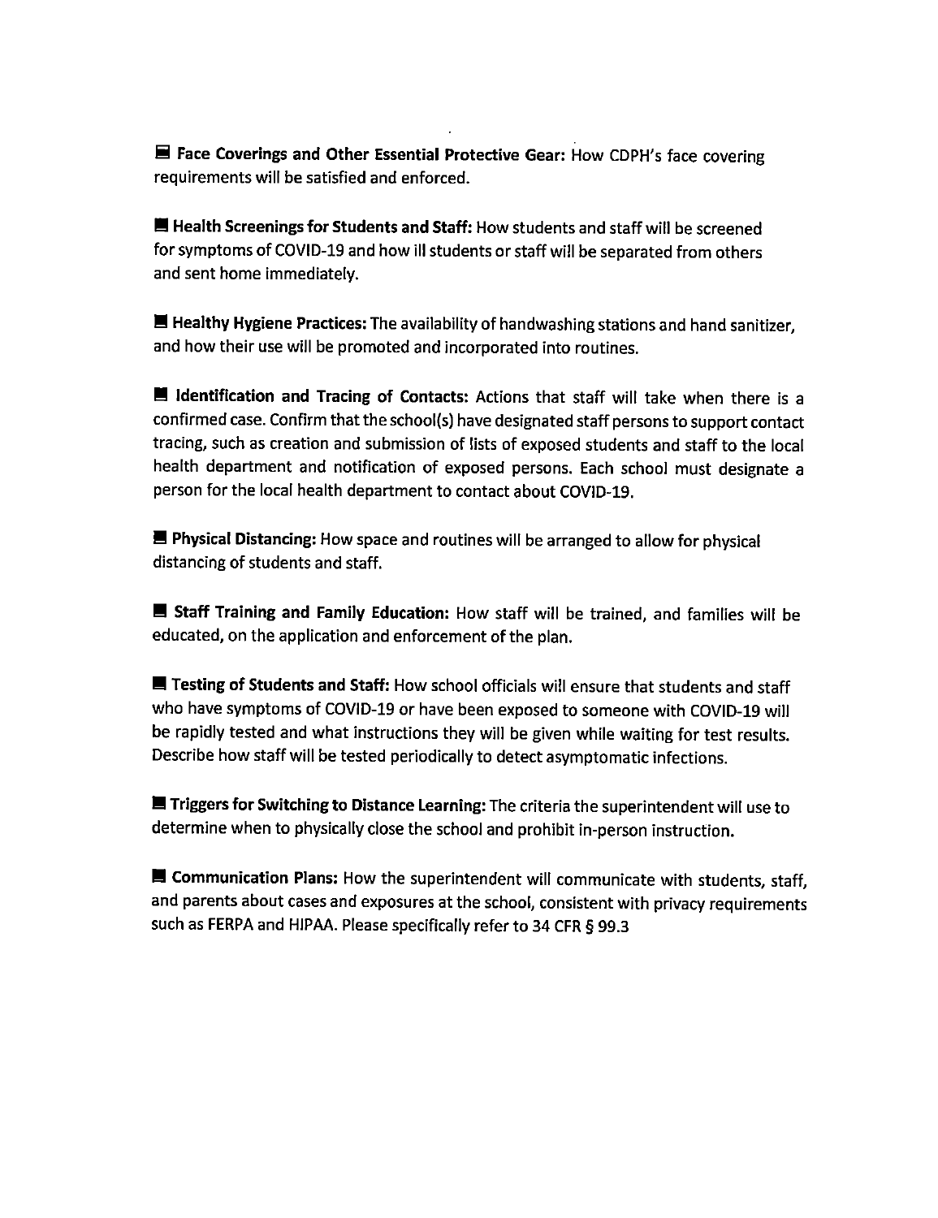- **Face Coverings and Other Essential Protective Gear:** How CDPH's face covering requirements will be satisfied and enforced.

- **Health Screenings for Students and Staff:** How students and staff will be screened for symptoms of COVID-19 and how ill students or staff will be separated from others and sent home immediately.

- **Healthy Hygiene Practices:** The availability of handwashing stations and hand sanitizer, and how their use will be promoted and incorporated into routines.

- **Identification and Tracing of Contacts:** Actions that staff will take when there is a confirmed case. Confirm that the school(s) have designated staff persons to support contact tracing, such as creation and submission of lists of exposed students and staff to the local health department and notification of exposed persons. Each school must designate a person for the local health department to contact about COVID-19.

- **Physical Distancing:** How space and routines will be arranged to allow for physical distancing of students and staff.

- **Staff Training and Family Education:** How staff will be trained, and families will be educated, on the application and enforcement of the plan.

- **Testing of Students and Staff:** How school officials will ensure that students and staff who have symptoms of COVID-19 or have been exposed to someone with COVID-19 will be rapidly tested and what instructions they will be given while waiting for test results. Describe how staff will be tested periodically to detect asymptomatic infections.

- **Triggers for Switching to Distance Learning:** The criteria the superintendent will use to determine when to physically close the school and prohibit in-person instruction.

- **Communication Plans:** How the superintendent will communicate with students, staff, and parents about cases and exposures at the school, consistent with privacy requirements such as FERPA and HIPAA. Please specifically refer to 34 CFR § 99.3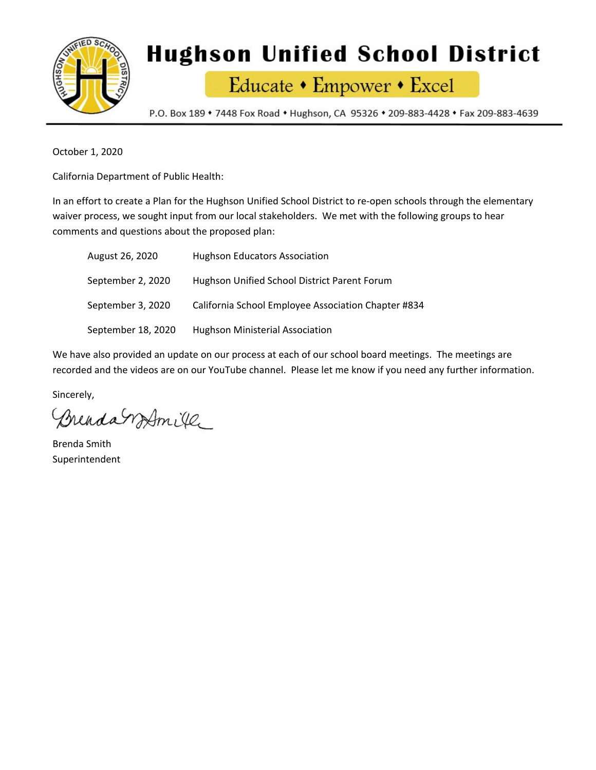# Hughson Unified School District

Educate • Empower • Excel

P.O. Box 189 • 7448 Fox Road • Hughson, CA 95326 • 209-883-4428 • Fax 209-883-4639

October 1, 2020

California Department of Public Health:

In an effort to create a Plan for the Hughson Unified School District to re-open schools through the elementary waiver process, we sought input from our local stakeholders. We met with the following groups to hear comments and questions about the proposed plan:

| | |
|---|---|
| August 26, 2020 | Hughson Educators Association |
| September 2, 2020 | Hughson Unified School District Parent Forum |
| September 3, 2020 | California School Employee Association Chapter #834 |
| September 18, 2020 | Hughson Ministerial Association |

We have also provided an update on our process at each of our school board meetings. The meetings are recorded and the videos are on our YouTube channel. Please let me know if you need any further information.

Sincerely,

Brenda Smith
Superintendent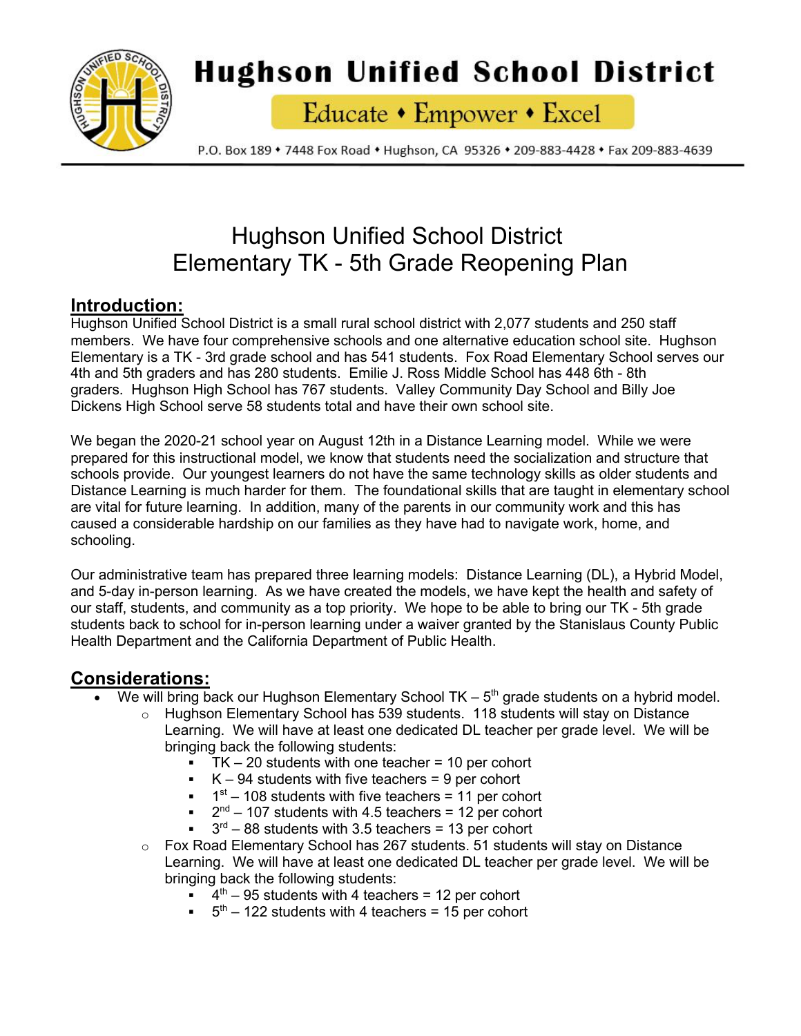# Hughson Unified School District

Educate • Empower • Excel

P.O. Box 189 • 7448 Fox Road • Hughson, CA 95326 • 209-883-4428 • Fax 209-883-4639

## Hughson Unified School District
## Elementary TK - 5th Grade Reopening Plan

### Introduction:

Hughson Unified School District is a small rural school district with 2,077 students and 250 staff members. We have four comprehensive schools and one alternative education school site. Hughson Elementary is a TK - 3rd grade school and has 541 students. Fox Road Elementary School serves our 4th and 5th graders and has 280 students. Emilie J. Ross Middle School has 448 6th - 8th graders. Hughson High School has 767 students. Valley Community Day School and Billy Joe Dickens High School serve 58 students total and have their own school site.

We began the 2020-21 school year on August 12th in a Distance Learning model. While we were prepared for this instructional model, we know that students need the socialization and structure that schools provide. Our youngest learners do not have the same technology skills as older students and Distance Learning is much harder for them. The foundational skills that are taught in elementary school are vital for future learning. In addition, many of the parents in our community work and this has caused a considerable hardship on our families as they have had to navigate work, home, and schooling.

Our administrative team has prepared three learning models: Distance Learning (DL), a Hybrid Model, and 5-day in-person learning. As we have created the models, we have kept the health and safety of our staff, students, and community as a top priority. We hope to be able to bring our TK - 5th grade students back to school for in-person learning under a waiver granted by the Stanislaus County Public Health Department and the California Department of Public Health.

### Considerations:

- We will bring back our Hughson Elementary School TK – 5th grade students on a hybrid model.
  - Hughson Elementary School has 539 students. 118 students will stay on Distance Learning. We will have at least one dedicated DL teacher per grade level. We will be bringing back the following students:
    - TK – 20 students with one teacher = 10 per cohort
    - K – 94 students with five teachers = 9 per cohort
    - 1st – 108 students with five teachers = 11 per cohort
    - 2nd – 107 students with 4.5 teachers = 12 per cohort
    - 3rd – 88 students with 3.5 teachers = 13 per cohort
  - Fox Road Elementary School has 267 students. 51 students will stay on Distance Learning. We will have at least one dedicated DL teacher per grade level. We will be bringing back the following students:
    - 4th – 95 students with 4 teachers = 12 per cohort
    - 5th – 122 students with 4 teachers = 15 per cohort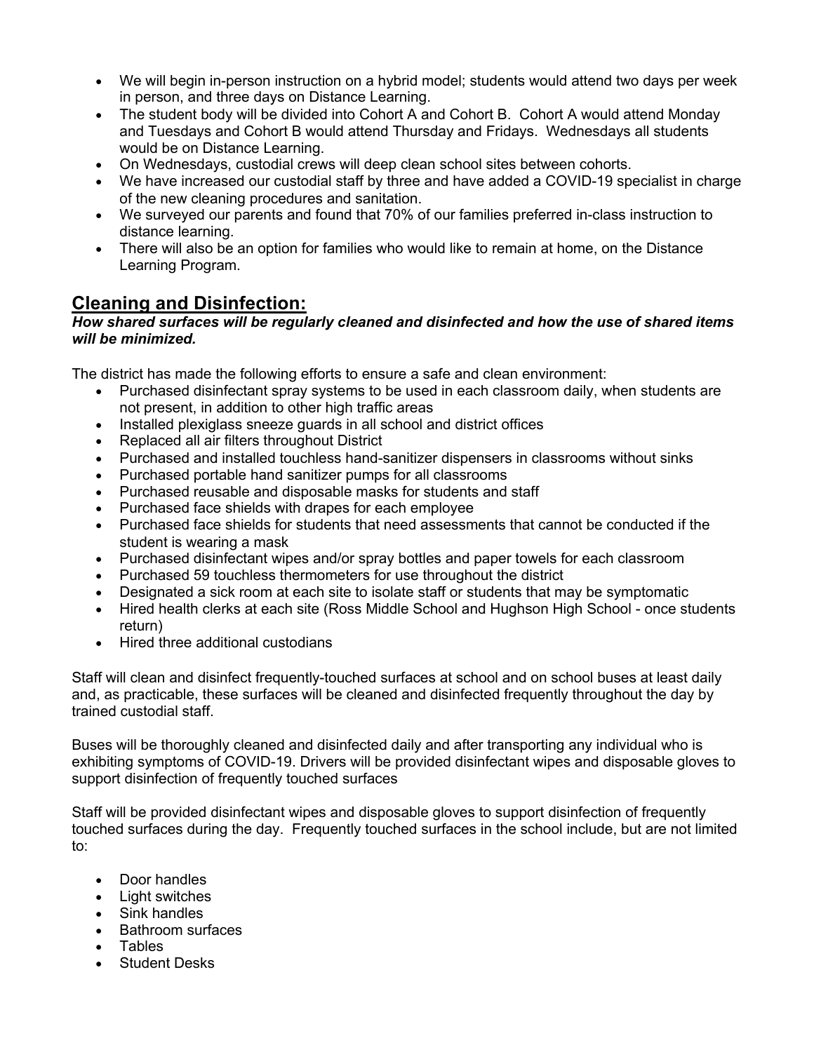- We will begin in-person instruction on a hybrid model; students would attend two days per week in person, and three days on Distance Learning.
- The student body will be divided into Cohort A and Cohort B. Cohort A would attend Monday and Tuesdays and Cohort B would attend Thursday and Fridays. Wednesdays all students would be on Distance Learning.
- On Wednesdays, custodial crews will deep clean school sites between cohorts.
- We have increased our custodial staff by three and have added a COVID-19 specialist in charge of the new cleaning procedures and sanitation.
- We surveyed our parents and found that 70% of our families preferred in-class instruction to distance learning.
- There will also be an option for families who would like to remain at home, on the Distance Learning Program.

## Cleaning and Disinfection:

***How shared surfaces will be regularly cleaned and disinfected and how the use of shared items will be minimized.***

The district has made the following efforts to ensure a safe and clean environment:

- Purchased disinfectant spray systems to be used in each classroom daily, when students are not present, in addition to other high traffic areas
- Installed plexiglass sneeze guards in all school and district offices
- Replaced all air filters throughout District
- Purchased and installed touchless hand-sanitizer dispensers in classrooms without sinks
- Purchased portable hand sanitizer pumps for all classrooms
- Purchased reusable and disposable masks for students and staff
- Purchased face shields with drapes for each employee
- Purchased face shields for students that need assessments that cannot be conducted if the student is wearing a mask
- Purchased disinfectant wipes and/or spray bottles and paper towels for each classroom
- Purchased 59 touchless thermometers for use throughout the district
- Designated a sick room at each site to isolate staff or students that may be symptomatic
- Hired health clerks at each site (Ross Middle School and Hughson High School - once students return)
- Hired three additional custodians

Staff will clean and disinfect frequently-touched surfaces at school and on school buses at least daily and, as practicable, these surfaces will be cleaned and disinfected frequently throughout the day by trained custodial staff.

Buses will be thoroughly cleaned and disinfected daily and after transporting any individual who is exhibiting symptoms of COVID-19. Drivers will be provided disinfectant wipes and disposable gloves to support disinfection of frequently touched surfaces

Staff will be provided disinfectant wipes and disposable gloves to support disinfection of frequently touched surfaces during the day. Frequently touched surfaces in the school include, but are not limited to:

- Door handles
- Light switches
- Sink handles
- Bathroom surfaces
- Tables
- Student Desks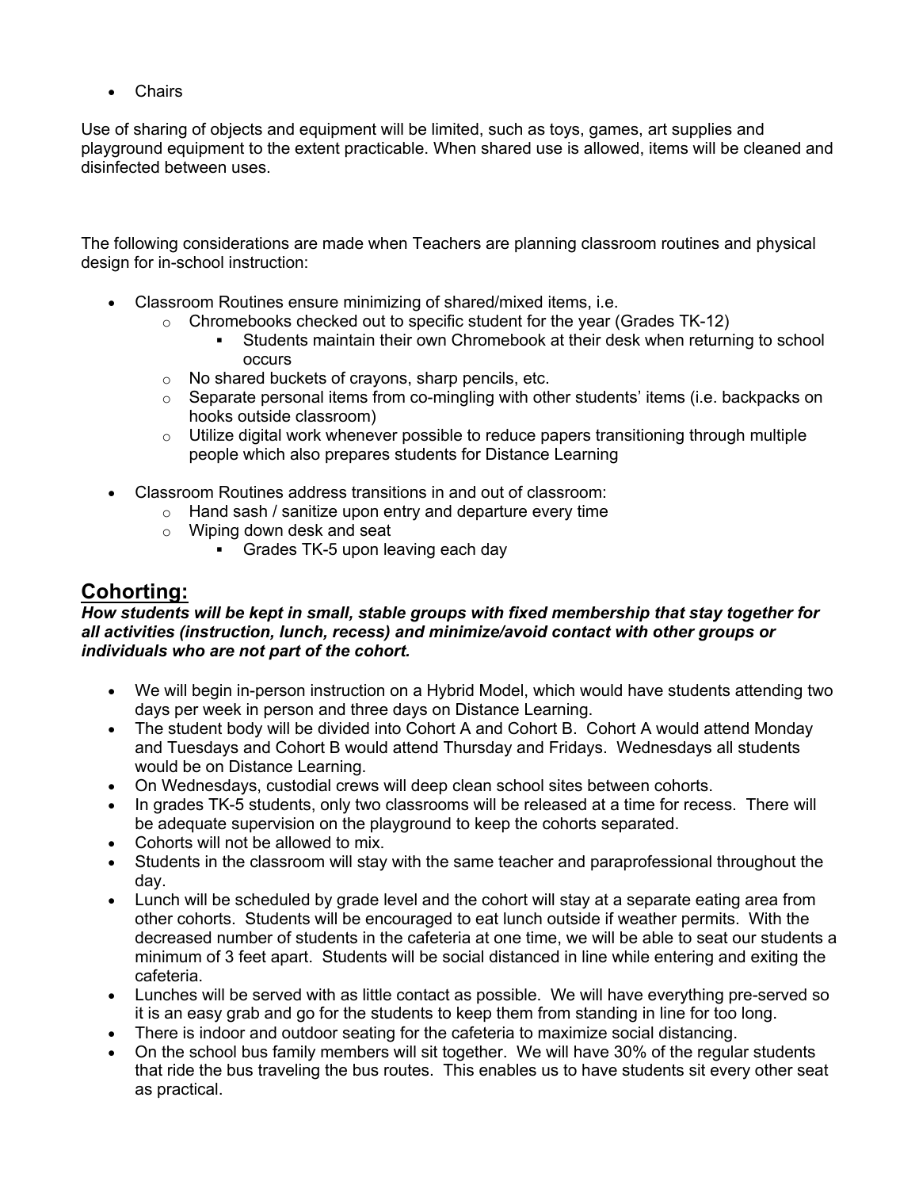- Chairs

Use of sharing of objects and equipment will be limited, such as toys, games, art supplies and playground equipment to the extent practicable. When shared use is allowed, items will be cleaned and disinfected between uses.

The following considerations are made when Teachers are planning classroom routines and physical design for in-school instruction:

- Classroom Routines ensure minimizing of shared/mixed items, i.e.
    - Chromebooks checked out to specific student for the year (Grades TK-12)
        - Students maintain their own Chromebook at their desk when returning to school occurs
    - No shared buckets of crayons, sharp pencils, etc.
    - Separate personal items from co-mingling with other students' items (i.e. backpacks on hooks outside classroom)
    - Utilize digital work whenever possible to reduce papers transitioning through multiple people which also prepares students for Distance Learning

- Classroom Routines address transitions in and out of classroom:
    - Hand sash / sanitize upon entry and departure every time
    - Wiping down desk and seat
        - Grades TK-5 upon leaving each day

## Cohorting:

***How students will be kept in small, stable groups with fixed membership that stay together for all activities (instruction, lunch, recess) and minimize/avoid contact with other groups or individuals who are not part of the cohort.***

- We will begin in-person instruction on a Hybrid Model, which would have students attending two days per week in person and three days on Distance Learning.
- The student body will be divided into Cohort A and Cohort B. Cohort A would attend Monday and Tuesdays and Cohort B would attend Thursday and Fridays. Wednesdays all students would be on Distance Learning.
- On Wednesdays, custodial crews will deep clean school sites between cohorts.
- In grades TK-5 students, only two classrooms will be released at a time for recess. There will be adequate supervision on the playground to keep the cohorts separated.
- Cohorts will not be allowed to mix.
- Students in the classroom will stay with the same teacher and paraprofessional throughout the day.
- Lunch will be scheduled by grade level and the cohort will stay at a separate eating area from other cohorts. Students will be encouraged to eat lunch outside if weather permits. With the decreased number of students in the cafeteria at one time, we will be able to seat our students a minimum of 3 feet apart. Students will be social distanced in line while entering and exiting the cafeteria.
- Lunches will be served with as little contact as possible. We will have everything pre-served so it is an easy grab and go for the students to keep them from standing in line for too long.
- There is indoor and outdoor seating for the cafeteria to maximize social distancing.
- On the school bus family members will sit together. We will have 30% of the regular students that ride the bus traveling the bus routes. This enables us to have students sit every other seat as practical.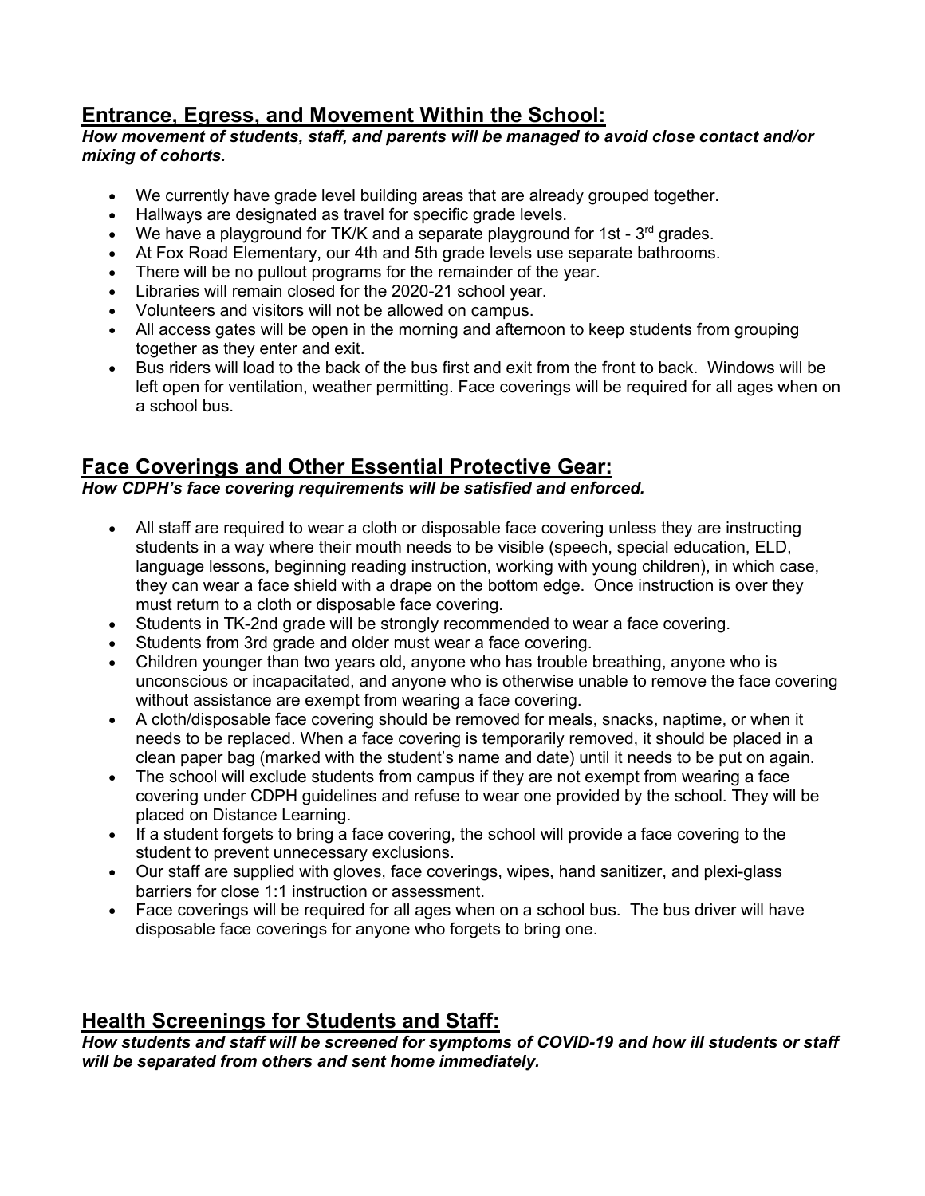## Entrance, Egress, and Movement Within the School:

***How movement of students, staff, and parents will be managed to avoid close contact and/or mixing of cohorts.***

- We currently have grade level building areas that are already grouped together.
- Hallways are designated as travel for specific grade levels.
- We have a playground for TK/K and a separate playground for 1st - 3rd grades.
- At Fox Road Elementary, our 4th and 5th grade levels use separate bathrooms.
- There will be no pullout programs for the remainder of the year.
- Libraries will remain closed for the 2020-21 school year.
- Volunteers and visitors will not be allowed on campus.
- All access gates will be open in the morning and afternoon to keep students from grouping together as they enter and exit.
- Bus riders will load to the back of the bus first and exit from the front to back. Windows will be left open for ventilation, weather permitting. Face coverings will be required for all ages when on a school bus.

## Face Coverings and Other Essential Protective Gear:

***How CDPH's face covering requirements will be satisfied and enforced.***

- All staff are required to wear a cloth or disposable face covering unless they are instructing students in a way where their mouth needs to be visible (speech, special education, ELD, language lessons, beginning reading instruction, working with young children), in which case, they can wear a face shield with a drape on the bottom edge. Once instruction is over they must return to a cloth or disposable face covering.
- Students in TK-2nd grade will be strongly recommended to wear a face covering.
- Students from 3rd grade and older must wear a face covering.
- Children younger than two years old, anyone who has trouble breathing, anyone who is unconscious or incapacitated, and anyone who is otherwise unable to remove the face covering without assistance are exempt from wearing a face covering.
- A cloth/disposable face covering should be removed for meals, snacks, naptime, or when it needs to be replaced. When a face covering is temporarily removed, it should be placed in a clean paper bag (marked with the student's name and date) until it needs to be put on again.
- The school will exclude students from campus if they are not exempt from wearing a face covering under CDPH guidelines and refuse to wear one provided by the school. They will be placed on Distance Learning.
- If a student forgets to bring a face covering, the school will provide a face covering to the student to prevent unnecessary exclusions.
- Our staff are supplied with gloves, face coverings, wipes, hand sanitizer, and plexi-glass barriers for close 1:1 instruction or assessment.
- Face coverings will be required for all ages when on a school bus. The bus driver will have disposable face coverings for anyone who forgets to bring one.

## Health Screenings for Students and Staff:

***How students and staff will be screened for symptoms of COVID-19 and how ill students or staff will be separated from others and sent home immediately.***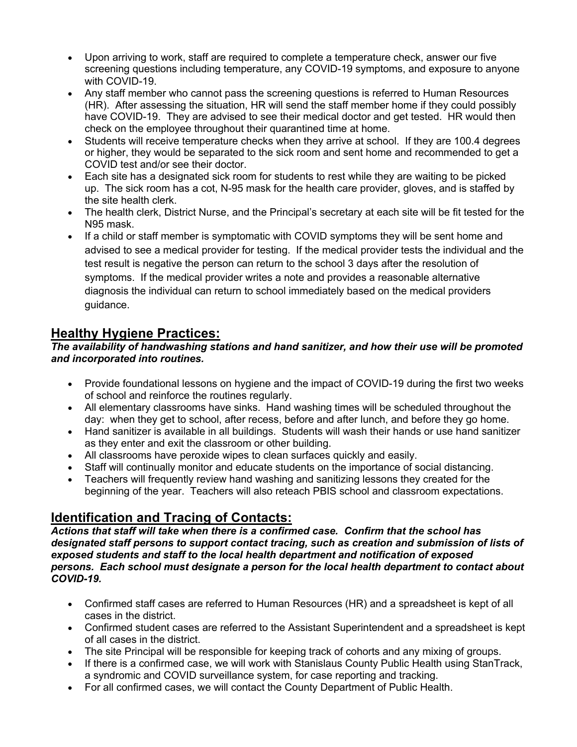- Upon arriving to work, staff are required to complete a temperature check, answer our five screening questions including temperature, any COVID-19 symptoms, and exposure to anyone with COVID-19.
- Any staff member who cannot pass the screening questions is referred to Human Resources (HR). After assessing the situation, HR will send the staff member home if they could possibly have COVID-19. They are advised to see their medical doctor and get tested. HR would then check on the employee throughout their quarantined time at home.
- Students will receive temperature checks when they arrive at school. If they are 100.4 degrees or higher, they would be separated to the sick room and sent home and recommended to get a COVID test and/or see their doctor.
- Each site has a designated sick room for students to rest while they are waiting to be picked up. The sick room has a cot, N-95 mask for the health care provider, gloves, and is staffed by the site health clerk.
- The health clerk, District Nurse, and the Principal's secretary at each site will be fit tested for the N95 mask.
- If a child or staff member is symptomatic with COVID symptoms they will be sent home and advised to see a medical provider for testing. If the medical provider tests the individual and the test result is negative the person can return to the school 3 days after the resolution of symptoms. If the medical provider writes a note and provides a reasonable alternative diagnosis the individual can return to school immediately based on the medical providers guidance.

## Healthy Hygiene Practices:

***The availability of handwashing stations and hand sanitizer, and how their use will be promoted and incorporated into routines.***

- Provide foundational lessons on hygiene and the impact of COVID-19 during the first two weeks of school and reinforce the routines regularly.
- All elementary classrooms have sinks. Hand washing times will be scheduled throughout the day: when they get to school, after recess, before and after lunch, and before they go home.
- Hand sanitizer is available in all buildings. Students will wash their hands or use hand sanitizer as they enter and exit the classroom or other building.
- All classrooms have peroxide wipes to clean surfaces quickly and easily.
- Staff will continually monitor and educate students on the importance of social distancing.
- Teachers will frequently review hand washing and sanitizing lessons they created for the beginning of the year. Teachers will also reteach PBIS school and classroom expectations.

## Identification and Tracing of Contacts:

***Actions that staff will take when there is a confirmed case. Confirm that the school has designated staff persons to support contact tracing, such as creation and submission of lists of exposed students and staff to the local health department and notification of exposed persons. Each school must designate a person for the local health department to contact about COVID-19.***

- Confirmed staff cases are referred to Human Resources (HR) and a spreadsheet is kept of all cases in the district.
- Confirmed student cases are referred to the Assistant Superintendent and a spreadsheet is kept of all cases in the district.
- The site Principal will be responsible for keeping track of cohorts and any mixing of groups.
- If there is a confirmed case, we will work with Stanislaus County Public Health using StanTrack, a syndromic and COVID surveillance system, for case reporting and tracking.
- For all confirmed cases, we will contact the County Department of Public Health.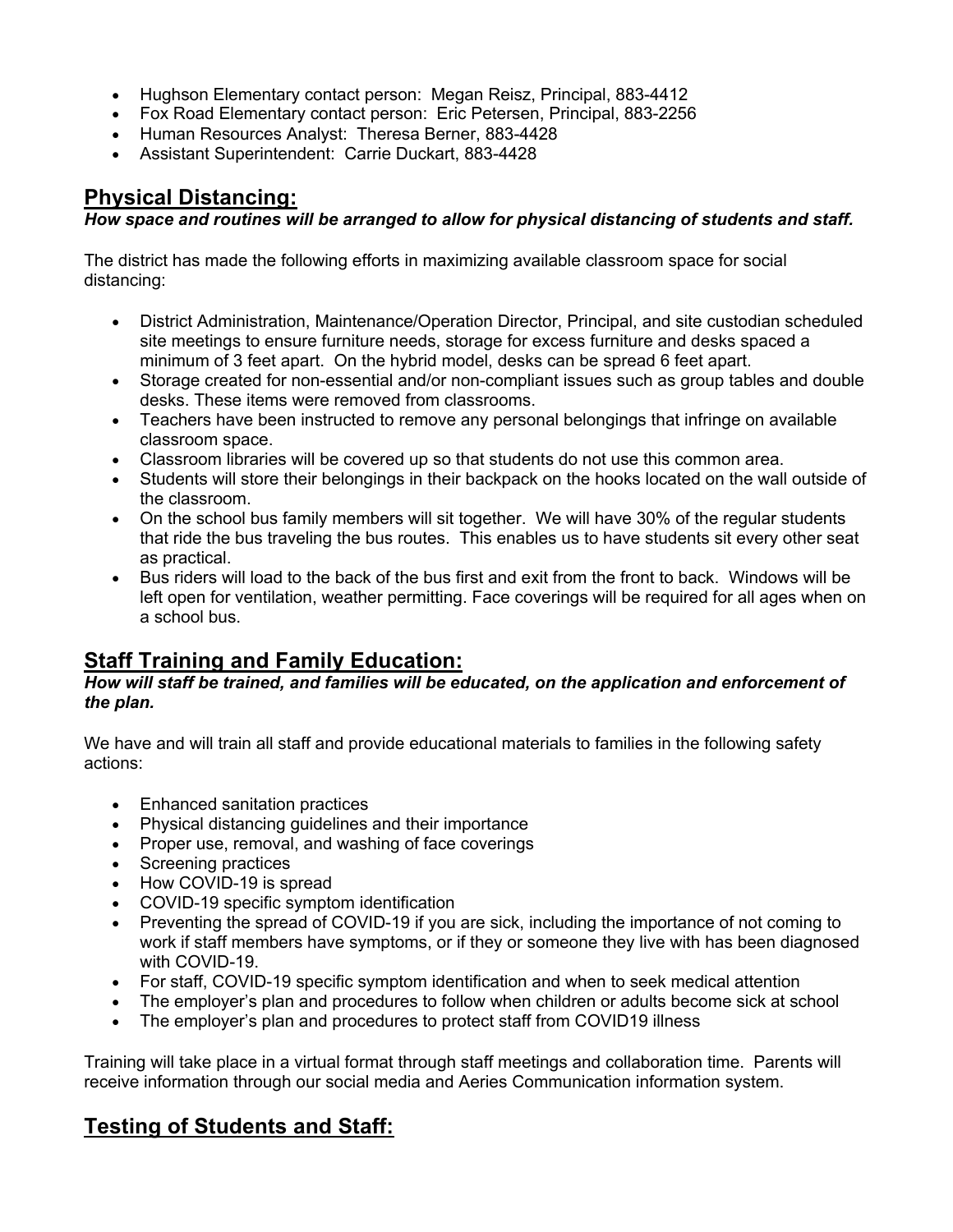- Hughson Elementary contact person: Megan Reisz, Principal, 883-4412
- Fox Road Elementary contact person: Eric Petersen, Principal, 883-2256
- Human Resources Analyst: Theresa Berner, 883-4428
- Assistant Superintendent: Carrie Duckart, 883-4428

## Physical Distancing:

***How space and routines will be arranged to allow for physical distancing of students and staff.***

The district has made the following efforts in maximizing available classroom space for social distancing:

- District Administration, Maintenance/Operation Director, Principal, and site custodian scheduled site meetings to ensure furniture needs, storage for excess furniture and desks spaced a minimum of 3 feet apart. On the hybrid model, desks can be spread 6 feet apart.
- Storage created for non-essential and/or non-compliant issues such as group tables and double desks. These items were removed from classrooms.
- Teachers have been instructed to remove any personal belongings that infringe on available classroom space.
- Classroom libraries will be covered up so that students do not use this common area.
- Students will store their belongings in their backpack on the hooks located on the wall outside of the classroom.
- On the school bus family members will sit together. We will have 30% of the regular students that ride the bus traveling the bus routes. This enables us to have students sit every other seat as practical.
- Bus riders will load to the back of the bus first and exit from the front to back. Windows will be left open for ventilation, weather permitting. Face coverings will be required for all ages when on a school bus.

## Staff Training and Family Education:

***How will staff be trained, and families will be educated, on the application and enforcement of the plan.***

We have and will train all staff and provide educational materials to families in the following safety actions:

- Enhanced sanitation practices
- Physical distancing guidelines and their importance
- Proper use, removal, and washing of face coverings
- Screening practices
- How COVID-19 is spread
- COVID-19 specific symptom identification
- Preventing the spread of COVID-19 if you are sick, including the importance of not coming to work if staff members have symptoms, or if they or someone they live with has been diagnosed with COVID-19.
- For staff, COVID-19 specific symptom identification and when to seek medical attention
- The employer's plan and procedures to follow when children or adults become sick at school
- The employer's plan and procedures to protect staff from COVID19 illness

Training will take place in a virtual format through staff meetings and collaboration time. Parents will receive information through our social media and Aeries Communication information system.

## Testing of Students and Staff: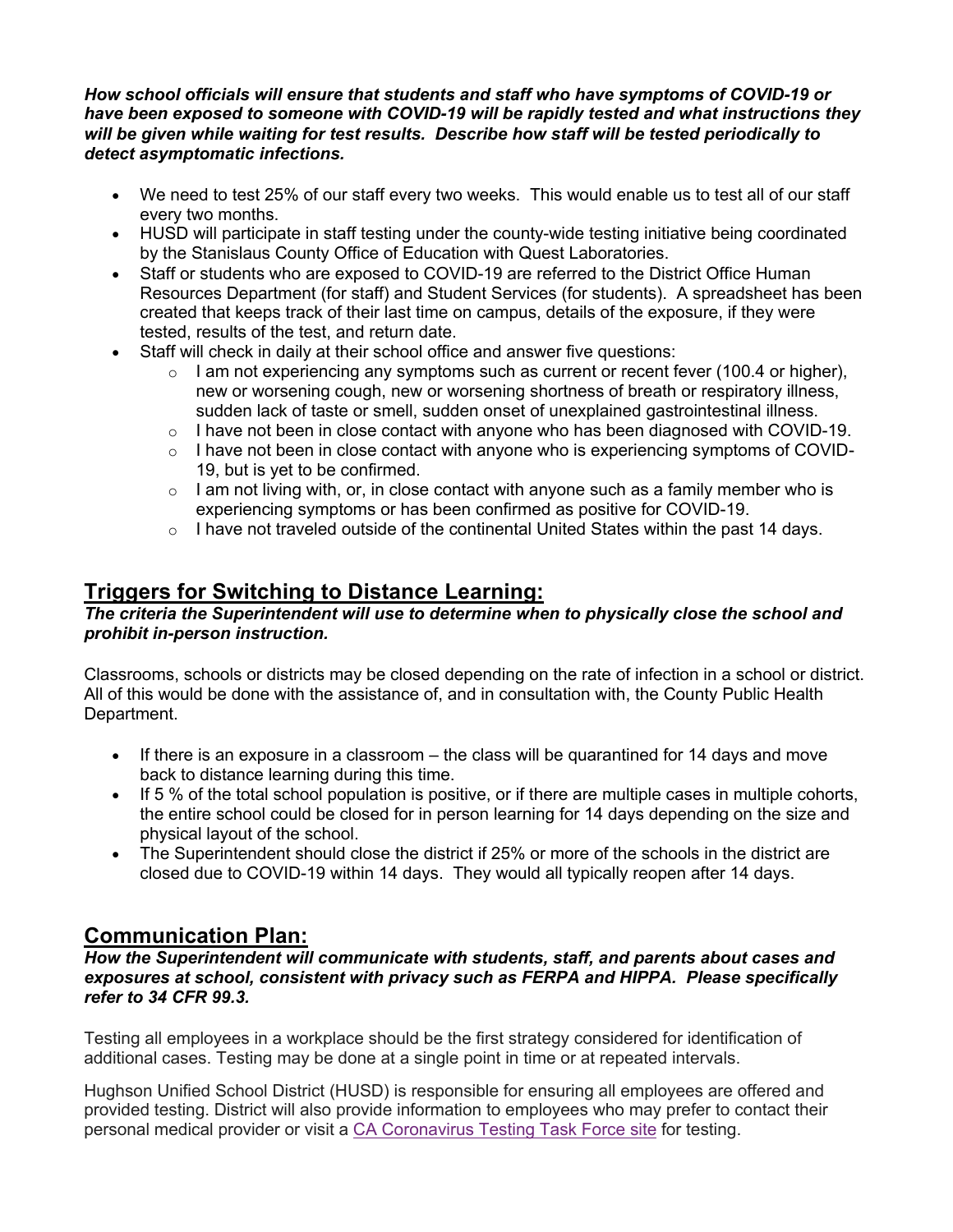***How school officials will ensure that students and staff who have symptoms of COVID-19 or have been exposed to someone with COVID-19 will be rapidly tested and what instructions they will be given while waiting for test results. Describe how staff will be tested periodically to detect asymptomatic infections.***

- We need to test 25% of our staff every two weeks. This would enable us to test all of our staff every two months.
- HUSD will participate in staff testing under the county-wide testing initiative being coordinated by the Stanislaus County Office of Education with Quest Laboratories.
- Staff or students who are exposed to COVID-19 are referred to the District Office Human Resources Department (for staff) and Student Services (for students). A spreadsheet has been created that keeps track of their last time on campus, details of the exposure, if they were tested, results of the test, and return date.
- Staff will check in daily at their school office and answer five questions:
  - I am not experiencing any symptoms such as current or recent fever (100.4 or higher), new or worsening cough, new or worsening shortness of breath or respiratory illness, sudden lack of taste or smell, sudden onset of unexplained gastrointestinal illness.
  - I have not been in close contact with anyone who has been diagnosed with COVID-19.
  - I have not been in close contact with anyone who is experiencing symptoms of COVID-19, but is yet to be confirmed.
  - I am not living with, or, in close contact with anyone such as a family member who is experiencing symptoms or has been confirmed as positive for COVID-19.
  - I have not traveled outside of the continental United States within the past 14 days.

## Triggers for Switching to Distance Learning:

***The criteria the Superintendent will use to determine when to physically close the school and prohibit in-person instruction.***

Classrooms, schools or districts may be closed depending on the rate of infection in a school or district. All of this would be done with the assistance of, and in consultation with, the County Public Health Department.

- If there is an exposure in a classroom – the class will be quarantined for 14 days and move back to distance learning during this time.
- If 5 % of the total school population is positive, or if there are multiple cases in multiple cohorts, the entire school could be closed for in person learning for 14 days depending on the size and physical layout of the school.
- The Superintendent should close the district if 25% or more of the schools in the district are closed due to COVID-19 within 14 days. They would all typically reopen after 14 days.

## Communication Plan:

***How the Superintendent will communicate with students, staff, and parents about cases and exposures at school, consistent with privacy such as FERPA and HIPPA. Please specifically refer to 34 CFR 99.3.***

Testing all employees in a workplace should be the first strategy considered for identification of additional cases. Testing may be done at a single point in time or at repeated intervals.

Hughson Unified School District (HUSD) is responsible for ensuring all employees are offered and provided testing. District will also provide information to employees who may prefer to contact their personal medical provider or visit a CA Coronavirus Testing Task Force site for testing.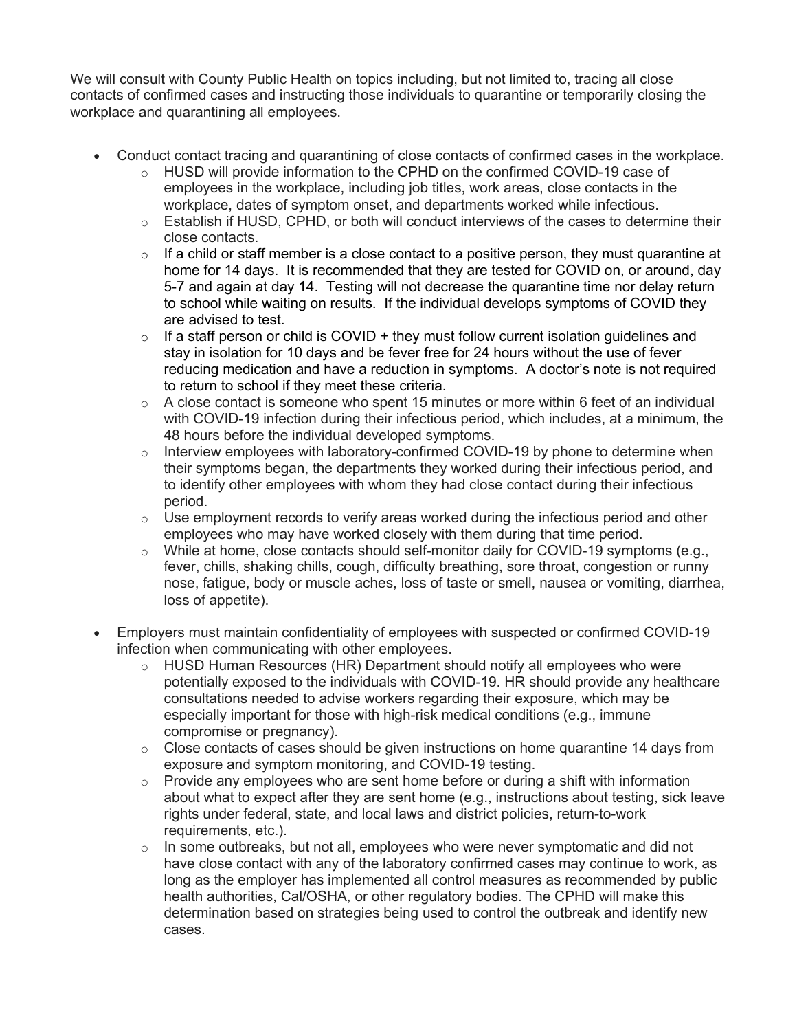We will consult with County Public Health on topics including, but not limited to, tracing all close contacts of confirmed cases and instructing those individuals to quarantine or temporarily closing the workplace and quarantining all employees.

- Conduct contact tracing and quarantining of close contacts of confirmed cases in the workplace.
  - HUSD will provide information to the CPHD on the confirmed COVID-19 case of employees in the workplace, including job titles, work areas, close contacts in the workplace, dates of symptom onset, and departments worked while infectious.
  - Establish if HUSD, CPHD, or both will conduct interviews of the cases to determine their close contacts.
  - If a child or staff member is a close contact to a positive person, they must quarantine at home for 14 days. It is recommended that they are tested for COVID on, or around, day 5-7 and again at day 14. Testing will not decrease the quarantine time nor delay return to school while waiting on results. If the individual develops symptoms of COVID they are advised to test.
  - If a staff person or child is COVID + they must follow current isolation guidelines and stay in isolation for 10 days and be fever free for 24 hours without the use of fever reducing medication and have a reduction in symptoms. A doctor's note is not required to return to school if they meet these criteria.
  - A close contact is someone who spent 15 minutes or more within 6 feet of an individual with COVID-19 infection during their infectious period, which includes, at a minimum, the 48 hours before the individual developed symptoms.
  - Interview employees with laboratory-confirmed COVID-19 by phone to determine when their symptoms began, the departments they worked during their infectious period, and to identify other employees with whom they had close contact during their infectious period.
  - Use employment records to verify areas worked during the infectious period and other employees who may have worked closely with them during that time period.
  - While at home, close contacts should self-monitor daily for COVID-19 symptoms (e.g., fever, chills, shaking chills, cough, difficulty breathing, sore throat, congestion or runny nose, fatigue, body or muscle aches, loss of taste or smell, nausea or vomiting, diarrhea, loss of appetite).

- Employers must maintain confidentiality of employees with suspected or confirmed COVID-19 infection when communicating with other employees.
  - HUSD Human Resources (HR) Department should notify all employees who were potentially exposed to the individuals with COVID-19. HR should provide any healthcare consultations needed to advise workers regarding their exposure, which may be especially important for those with high-risk medical conditions (e.g., immune compromise or pregnancy).
  - Close contacts of cases should be given instructions on home quarantine 14 days from exposure and symptom monitoring, and COVID-19 testing.
  - Provide any employees who are sent home before or during a shift with information about what to expect after they are sent home (e.g., instructions about testing, sick leave rights under federal, state, and local laws and district policies, return-to-work requirements, etc.).
  - In some outbreaks, but not all, employees who were never symptomatic and did not have close contact with any of the laboratory confirmed cases may continue to work, as long as the employer has implemented all control measures as recommended by public health authorities, Cal/OSHA, or other regulatory bodies. The CPHD will make this determination based on strategies being used to control the outbreak and identify new cases.